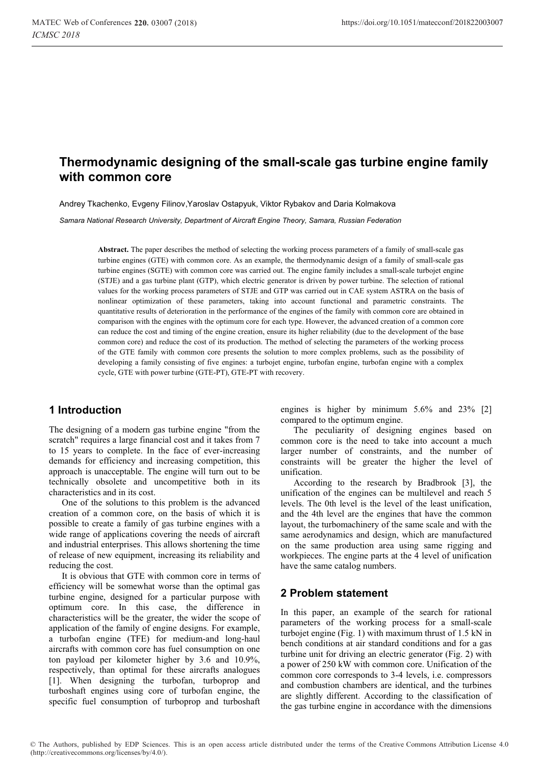# Thermodynamic designing of the small-scale gas turbine engine family with common core

Andrey Tkachenko, Evgeny Filinov, Yaroslav Ostapyuk, Viktor Rybakov and Daria Kolmakova

*Samara National Research University, Department of Aircraft Engine Theory, Samara, Russian Federation*

**Abstract.** The paper describes the method of selecting the working process parameters of a family of small-scale gas turbine engines (GTE) with common core. As an example, the thermodynamic design of a family of small-scale gas turbine engines (SGTE) with common core was carried out. The engine family includes a small-scale turbojet engine (STJE) and a gas turbine plant (GTP), which electric generator is driven by power turbine. The selection of rational values for the working process parameters of STJE and GTP was carried out in CAE system ASTRA on the basis of nonlinear optimization of these parameters, taking into account functional and parametric constraints. The quantitative results of deterioration in the performance of the engines of the family with common core are obtained in comparison with the engines with the optimum core for each type. However, the advanced creation of a common core can reduce the cost and timing of the engine creation, ensure its higher reliability (due to the development of the base common core) and reduce the cost of its production. The method of selecting the parameters of the working process of the GTE family with common core presents the solution to more complex problems, such as the possibility of developing a family consisting of five engines: a turbojet engine, turbofan engine, turbofan engine with a complex cycle, GTE with power turbine (GTE-PT), GTE-PT with recovery.

## 1 Introduction

The designing of a modern gas turbine engine "from the scratch" requires a large financial cost and it takes from 7 to 15 years to complete. In the face of ever-increasing demands for efficiency and increasing competition, this approach is unacceptable. The engine will turn out to be technically obsolete and uncompetitive both in its characteristics and in its cost.

One of the solutions to this problem is the advanced creation of a common core, on the basis of which it is possible to create a family of gas turbine engines with a wide range of applications covering the needs of aircraft and industrial enterprises. This allows shortening the time of release of new equipment, increasing its reliability and reducing the cost.

It is obvious that GTE with common core in terms of efficiency will be somewhat worse than the optimal gas turbine engine, designed for a particular purpose with optimum core. In this case, the difference in characteristics will be the greater, the wider the scope of application of the family of engine designs. For example, a turbofan engine (TFE) for medium-and long-haul aircrafts with common core has fuel consumption on one ton payload per kilometer higher by 3.6 and 10.9%, respectively, than optimal for these aircrafts analogues [1]. When designing the turbofan, turboprop and turboshaft engines using core of turbofan engine, the specific fuel consumption of turboprop and turboshaft engines is higher by minimum 5.6% and 23% [2] compared to the optimum engine.

The peculiarity of designing engines based on common core is the need to take into account a much larger number of constraints, and the number of constraints will be greater the higher the level of unification.

According to the research by Bradbrook [3], the unification of the engines can be multilevel and reach 5 levels. The 0th level is the level of the least unification, and the 4th level are the engines that have the common layout, the turbomachinery of the same scale and with the same aerodynamics and design, which are manufactured on the same production area using same rigging and workpieces. The engine parts at the 4 level of unification have the same catalog numbers.

## 2 Problem statement

In this paper, an example of the search for rational parameters of the working process for a small-scale turbojet engine (Fig. 1) with maximum thrust of 1.5 kN in bench conditions at air standard conditions and for a gas turbine unit for driving an electric generator (Fig. 2) with a power of 250 kW with common core. Unification of the common core corresponds to 3-4 levels, i.e. compressors and combustion chambers are identical, and the turbines are slightly different. According to the classification of the gas turbine engine in accordance with the dimensions

© The Authors, published by EDP Sciences. This is an open access article distributed under the terms of the Creative Commons Attribution License 4.0 (http://creativecommons.org/licenses/by/4.0/).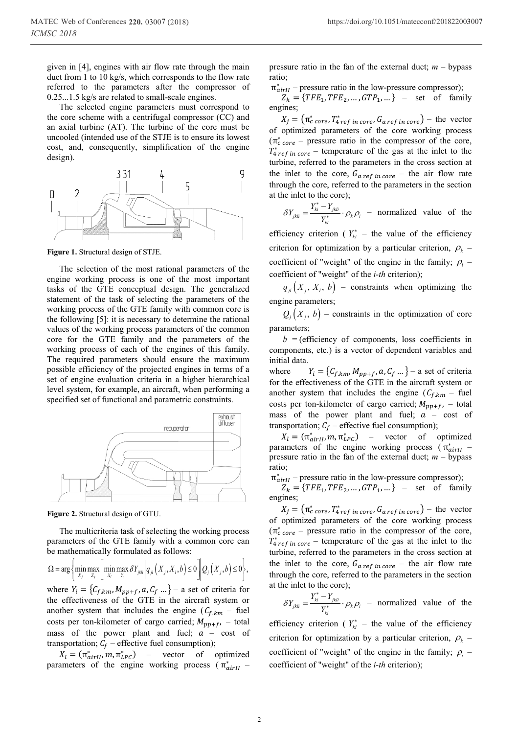given in [4], engines with air flow rate through the main duct from 1 to 10 kg/s, which corresponds to the flow rate referred to the parameters after the compressor of 0.25...1.5 kg/s are related to small-scale engines.

The selected engine parameters must correspond to the core scheme with a centrifugal compressor (CC) and an axial turbine (AT). The turbine of the core must be uncooled (intended use of the STJE is to ensure its lowest cost, and, consequently, simplification of the engine design).

**Figure 1.** Structural design of STJE.

The selection of the most rational parameters of the engine working process is one of the most important tasks of the GTE conceptual design. The generalized statement of the task of selecting the parameters of the working process of the GTE family with common core is the following [5]: it is necessary to determine the rational values of the working process parameters of the common core for the GTE family and the parameters of the working process of each of the engines of this family. The required parameters should ensure the maximum possible efficiency of the projected engines in terms of a set of engine evaluation criteria in a higher hierarchical level system, for example, an aircraft, when performing a specified set of functional and parametric constraints.

**Figure 2.** Structural design of GTU.

The multicriteria task of selecting the working process parameters of the GTE family with a common core can be mathematically formulated as follows:

$$\Omega = \arg\left\{ \min_{X_j} \max_{Z_k} \left[ \min_{X_l} \max_{Y_i} \delta Y_{jkli} \middle| q_{jl}\left(X_j, X_l, b\right) \le 0 \right] \middle| Q_j\left(X_j, b\right) \le 0 \right\},$$

where $Y_i = \{C_{f.km}, M_{pp+f}, a, C_f \dots\}$ – a set of criteria for the effectiveness of the GTE in the aircraft system or another system that includes the engine ($C_{f.km}$ – fuel costs per ton-kilometer of cargo carried; $M_{pp+f}$, – total mass of the power plant and fuel; $a$ – cost of transportation; $C_f$ – effective fuel consumption);

$X_l = (\pi^*_{airII}, m, \pi^*_{LPC})$ – vector of optimized parameters of the engine working process ($\pi^*_{airII}$ – pressure ratio in the fan of the external duct; $m$ – bypass ratio;

$\pi^*_{airII}$ – pressure ratio in the low-pressure compressor);

$Z_k = \{TFE_1, TFE_2, \dots, GTP_1, \dots\}$ – set of family engines;

$X_j = (\pi^*_{c\ core}, T^*_{4\ ref\ in\ core}, G_{a\ ref\ in\ core})$ – the vector of optimized parameters of the core working process ($\pi^*_{c\ core}$ – pressure ratio in the compressor of the core, $T^*_{4\ ref\ in\ core}$ – temperature of the gas at the inlet to the turbine, referred to the parameters in the cross section at the inlet to the core, $G_{a\ ref\ in\ core}$ – the air flow rate through the core, referred to the parameters in the section at the inlet to the core);

$\delta Y_{jkli} = \dfrac{Y^*_{ki} - Y_{jkli}}{Y^*_{ki}} \cdot \rho_k \rho_i$ – normalized value of the efficiency criterion ($Y^*_{ki}$ – the value of the efficiency criterion for optimization by a particular criterion, $\rho_k$ – coefficient of "weight" of the engine in the family; $\rho_i$ – coefficient of "weight" of the *i-th* criterion);

$q_{jl}\left(X_j, X_l, b\right)$ – constraints when optimizing the engine parameters;

$Q_j\left(X_j, b\right)$ – constraints in the optimization of core parameters;

$b$ = (efficiency of components, loss coefficients in components, etc.) is a vector of dependent variables and initial data.

where $Y_i = \{C_{f.km}, M_{pp+f}, a, C_f \dots\}$ – a set of criteria for the effectiveness of the GTE in the aircraft system or another system that includes the engine ($C_{f.km}$ – fuel costs per ton-kilometer of cargo carried; $M_{pp+f}$, – total mass of the power plant and fuel; $a$ – cost of transportation; $C_f$ – effective fuel consumption);

$X_l = (\pi^*_{airII}, m, \pi^*_{LPC})$ – vector of optimized parameters of the engine working process ($\pi^*_{airII}$ – pressure ratio in the fan of the external duct; $m$ – bypass ratio;

$\pi^*_{airII}$ – pressure ratio in the low-pressure compressor);

$Z_k = \{TFE_1, TFE_2, \dots, GTP_1, \dots\}$ – set of family engines;

$X_j = (\pi^*_{c\ core}, T^*_{4\ ref\ in\ core}, G_{a\ ref\ in\ core})$ – the vector of optimized parameters of the core working process ($\pi^*_{c\ core}$ – pressure ratio in the compressor of the core, $T^*_{4\ ref\ in\ core}$ – temperature of the gas at the inlet to the turbine, referred to the parameters in the cross section at the inlet to the core, $G_{a\ ref\ in\ core}$ – the air flow rate through the core, referred to the parameters in the section at the inlet to the core);

$\delta Y_{jkli} = \dfrac{Y^*_{ki} - Y_{jkli}}{Y^*_{ki}} \cdot \rho_k \rho_i$ – normalized value of the efficiency criterion ($Y^*_{ki}$ – the value of the efficiency criterion for optimization by a particular criterion, $\rho_k$ – coefficient of "weight" of the engine in the family; $\rho_i$ – coefficient of "weight" of the *i-th* criterion);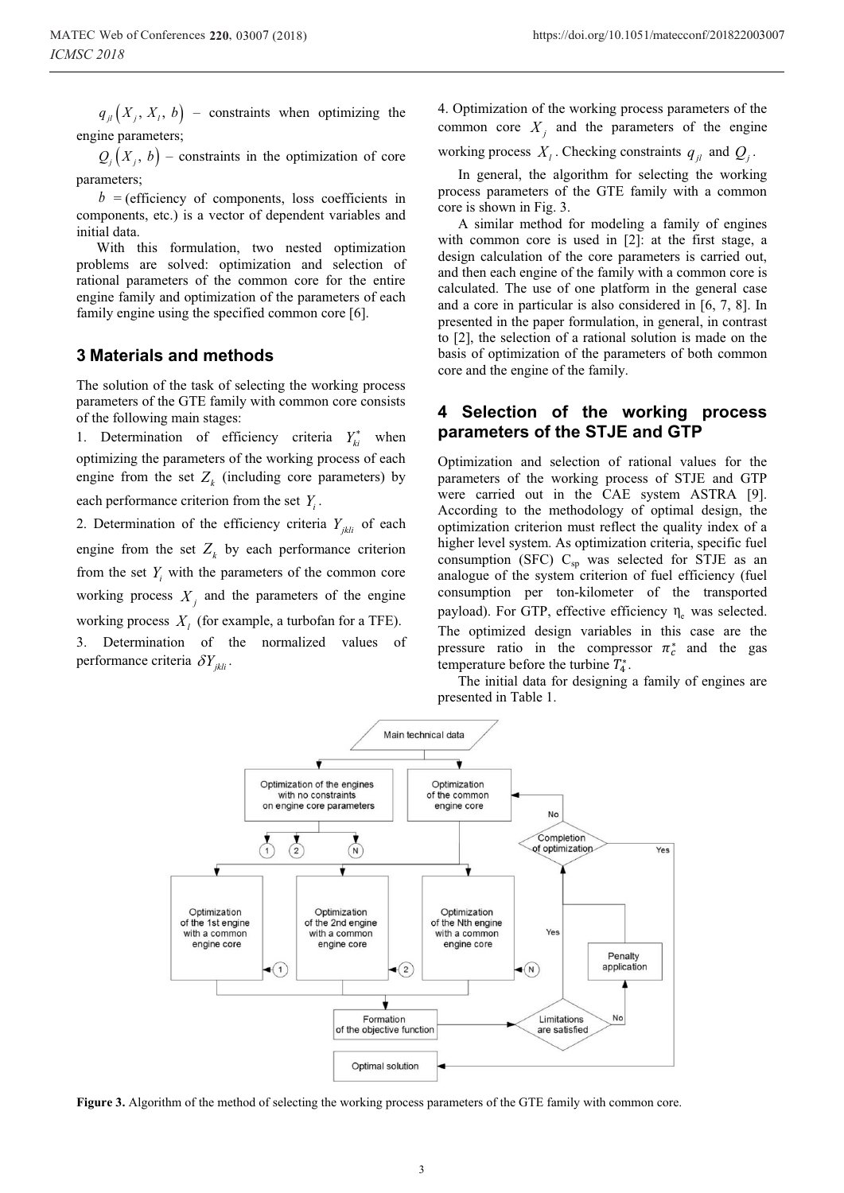$q_{jl}\left(X_j, X_l, b\right)$ – constraints when optimizing the engine parameters;

$Q_j\left(X_j, b\right)$ – constraints in the optimization of core parameters;

$b$ = (efficiency of components, loss coefficients in components, etc.) is a vector of dependent variables and initial data.

With this formulation, two nested optimization problems are solved: optimization and selection of rational parameters of the common core for the entire engine family and optimization of the parameters of each family engine using the specified common core [6].

## 3 Materials and methods

The solution of the task of selecting the working process parameters of the GTE family with common core consists of the following main stages:

1. Determination of efficiency criteria $Y_{ki}^{*}$ when optimizing the parameters of the working process of each engine from the set $Z_k$ (including core parameters) by each performance criterion from the set $Y_i$.
2. Determination of the efficiency criteria $Y_{jkli}$ of each engine from the set $Z_k$ by each performance criterion from the set $Y_i$ with the parameters of the common core working process $X_j$ and the parameters of the engine working process $X_l$ (for example, a turbofan for a TFE).
3. Determination of the normalized values of performance criteria $\delta Y_{jkli}$.
4. Optimization of the working process parameters of the common core $X_j$ and the parameters of the engine working process $X_l$. Checking constraints $q_{jl}$ and $Q_j$.

In general, the algorithm for selecting the working process parameters of the GTE family with a common core is shown in Fig. 3.

A similar method for modeling a family of engines with common core is used in [2]: at the first stage, a design calculation of the core parameters is carried out, and then each engine of the family with a common core is calculated. The use of one platform in the general case and a core in particular is also considered in [6, 7, 8]. In presented in the paper formulation, in general, in contrast to [2], the selection of a rational solution is made on the basis of optimization of the parameters of both common core and the engine of the family.

## 4 Selection of the working process parameters of the STJE and GTP

Optimization and selection of rational values for the parameters of the working process of STJE and GTP were carried out in the CAE system ASTRA [9]. According to the methodology of optimal design, the optimization criterion must reflect the quality index of a higher level system. As optimization criteria, specific fuel consumption (SFC) $C_{sp}$ was selected for STJE as an analogue of the system criterion of fuel efficiency (fuel consumption per ton-kilometer of the transported payload). For GTP, effective efficiency $\eta_e$ was selected. The optimized design variables in this case are the pressure ratio in the compressor $\pi_c^*$ and the gas temperature before the turbine $T_4^*$.

The initial data for designing a family of engines are presented in Table 1.

**Figure 3.** Algorithm of the method of selecting the working process parameters of the GTE family with common core.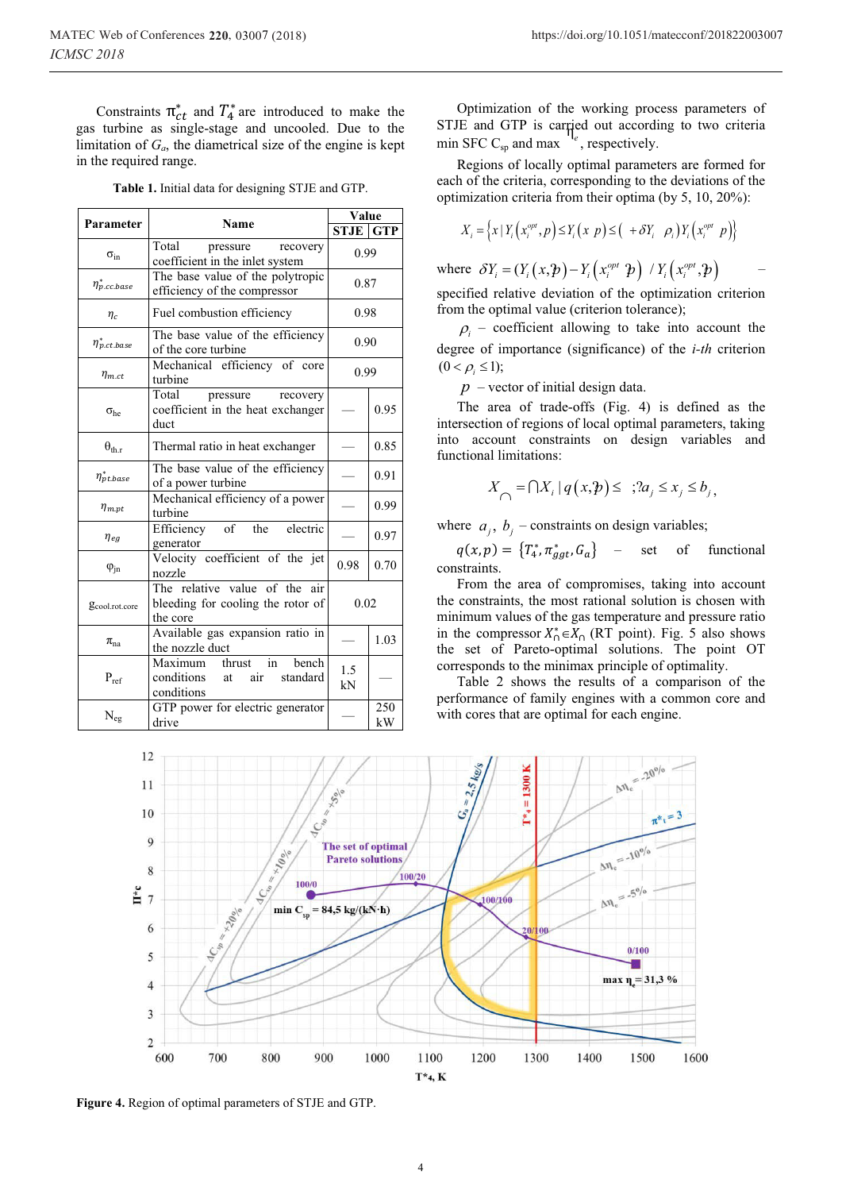Constraints $\pi_{ct}^*$ and $T_4^*$ are introduced to make the gas turbine as single-stage and uncooled. Due to the limitation of $G_a$, the diametrical size of the engine is kept in the required range.

**Table 1.** Initial data for designing STJE and GTP.

| Parameter | Name | Value | |
|---|---|---|---|
| | | STJE | GTP |
| $\sigma_{in}$ | Total pressure recovery coefficient in the inlet system | 0.99 | |
| $\eta_{p.cc.base}^*$ | The base value of the polytropic efficiency of the compressor | 0.87 | |
| $\eta_c$ | Fuel combustion efficiency | 0.98 | |
| $\eta_{ct.base}^*$ | The base value of the efficiency of the core turbine | 0.90 | |
| $\eta_{m.ct}$ | Mechanical efficiency of core turbine | 0.99 | |
| $\sigma_{he}$ | Total pressure recovery coefficient in the heat exchanger duct | — | 0.95 |
| $\theta_{th.r}$ | Thermal ratio in heat exchanger | — | 0.85 |
| $\eta_{pt.base}^*$ | The base value of the efficiency of a power turbine | — | 0.91 |
| $\eta_{m.pt}$ | Mechanical efficiency of a power turbine | — | 0.99 |
| $\eta_{eg}$ | Efficiency of the electric generator | — | 0.97 |
| $\varphi_{jn}$ | Velocity coefficient of the jet nozzle | 0.98 | 0.70 |
| $g_{cool.rot.core}$ | The relative value of the air bleeding for cooling the rotor of the core | 0.02 | |
| $\pi_{na}$ | Available gas expansion ratio in the nozzle duct | — | 1.03 |
| $P_{ref}$ | Maximum thrust in bench conditions at air standard conditions | 1.5 kN | — |
| $N_{eg}$ | GTP power for electric generator drive | — | 250 kW |

Optimization of the working process parameters of STJE and GTP is carried out according to two criteria min SFC $C_{sp}$ and max $\eta_e$, respectively.

Regions of locally optimal parameters are formed for each of the criteria, corresponding to the deviations of the optimization criteria from their optima (by 5, 10, 20%):

$$X_i = \left\{ x \mid Y_i\left(x_i^{opt}, p\right) \le Y_i(x, p) \le (1 + \delta Y_i \cdot \rho_i) Y_i\left(x_i^{opt}, p\right) \right\}$$

where $\delta Y_i = \left(Y_i(x,p) - Y_i\left(x_i^{opt}, p\right)\right) / Y_i\left(x_i^{opt}, p\right)$ – specified relative deviation of the optimization criterion from the optimal value (criterion tolerance);

$\rho_i$ – coefficient allowing to take into account the degree of importance (significance) of the *i-th* criterion $(0 < \rho_i \le 1)$;

$p$ – vector of initial design data.

The area of trade-offs (Fig. 4) is defined as the intersection of regions of local optimal parameters, taking into account constraints on design variables and functional limitations:

$$X_{\cap} = \bigcap X_i \mid q(x,p) \le 0; \; a_j \le x_j \le b_j,$$

where $a_j$, $b_j$ – constraints on design variables;

$q(x,p) = \{T_4^*, \pi_{ggt}^*, G_a\}$ – set of functional constraints.

From the area of compromises, taking into account the constraints, the most rational solution is chosen with minimum values of the gas temperature and pressure ratio in the compressor $X_{\cap}^* \in X_{\cap}$ (RT point). Fig. 5 also shows the set of Pareto-optimal solutions. The point OT corresponds to the minimax principle of optimality.

Table 2 shows the results of a comparison of the performance of family engines with a common core and with cores that are optimal for each engine.

**Figure 4.** Region of optimal parameters of STJE and GTP.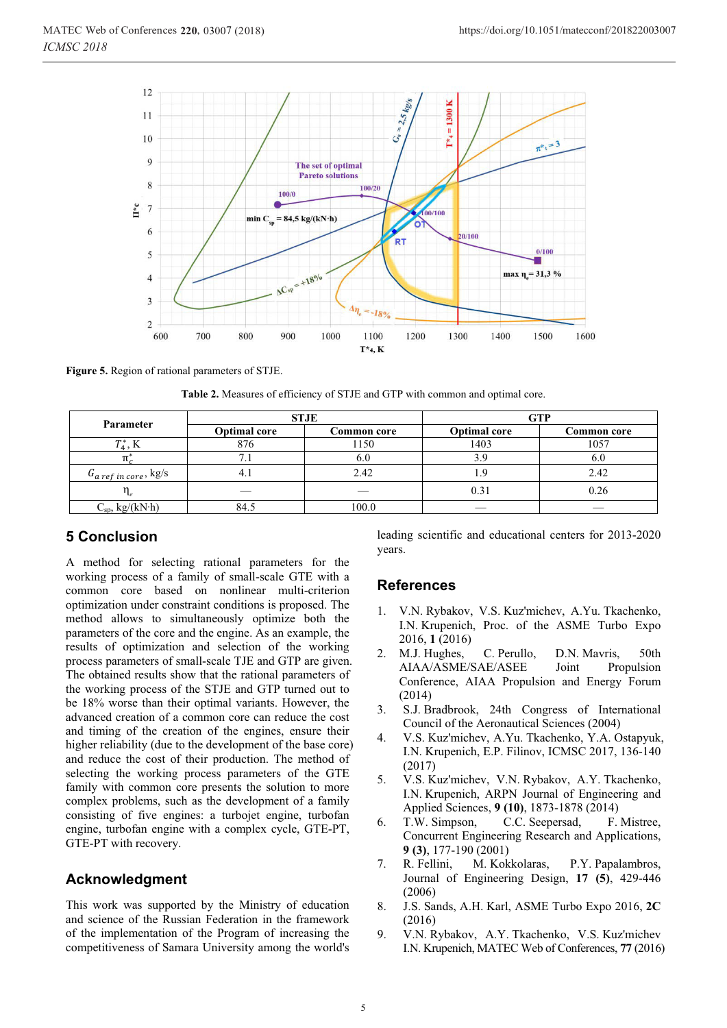12
11
10
9
8
7
6
5
4
3
2

600 700 800 900 1000 1100 1200 1300 1400 1500 1600

$\Pi^*c$

$T^*_4$, K

$G_a = 2,5$ kg/s

$T^*_4 = 1300$ K

$\pi^*_t = 3$

The set of optimal Pareto solutions

100/0

100/20

min $C_{sp}$ = 84,5 kg/(kN·h)

100/100

OT

RT

20/100

0/100

max $\eta_e$ = 31,3 %

$\Delta C_{sp} = +18\%$

$\Delta\eta_e = -18\%$

**Figure 5.** Region of rational parameters of STJE.

**Table 2.** Measures of efficiency of STJE and GTP with common and optimal core.

| Parameter | STJE | | GTP | |
|---|---|---|---|---|
| | Optimal core | Common core | Optimal core | Common core |
| $T^*_4$, K | 876 | 1150 | 1403 | 1057 |
| $\pi^*_c$ | 7.1 | 6.0 | 3.9 | 6.0 |
| $G_{a\ ref\ in\ core}$, kg/s | 4.1 | 2.42 | 1.9 | 2.42 |
| $\eta_e$ | — | — | 0.31 | 0.26 |
| $C_{sp}$, kg/(kN·h) | 84.5 | 100.0 | — | — |

## 5 Conclusion

A method for selecting rational parameters for the working process of a family of small-scale GTE with a common core based on nonlinear multi-criterion optimization under constraint conditions is proposed. The method allows to simultaneously optimize both the parameters of the core and the engine. As an example, the results of optimization and selection of the working process parameters of small-scale TJE and GTP are given. The obtained results show that the rational parameters of the working process of the STJE and GTP turned out to be 18% worse than their optimal variants. However, the advanced creation of a common core can reduce the cost and timing of the creation of the engines, ensure their higher reliability (due to the development of the base core) and reduce the cost of their production. The method of selecting the working process parameters of the GTE family with common core presents the solution to more complex problems, such as the development of a family consisting of five engines: a turbojet engine, turbofan engine, turbofan engine with a complex cycle, GTE-PT, GTE-PT with recovery.

## Acknowledgment

This work was supported by the Ministry of education and science of the Russian Federation in the framework of the implementation of the Program of increasing the competitiveness of Samara University among the world's leading scientific and educational centers for 2013-2020 years.

## References

1. V.N. Rybakov, V.S. Kuz'michev, A.Yu. Tkachenko, I.N. Krupenich, Proc. of the ASME Turbo Expo 2016, **1** (2016)
2. M.J. Hughes, C. Perullo, D.N. Mavris, 50th AIAA/ASME/SAE/ASEE Joint Propulsion Conference, AIAA Propulsion and Energy Forum (2014)
3. S.J. Bradbrook, 24th Congress of International Council of the Aeronautical Sciences (2004)
4. V.S. Kuz'michev, A.Yu. Tkachenko, Y.A. Ostapyuk, I.N. Krupenich, E.P. Filinov, ICMSC 2017, 136-140 (2017)
5. V.S. Kuz'michev, V.N. Rybakov, A.Y. Tkachenko, I.N. Krupenich, ARPN Journal of Engineering and Applied Sciences, **9 (10)**, 1873-1878 (2014)
6. T.W. Simpson, C.C. Seepersad, F. Mistree, Concurrent Engineering Research and Applications, **9 (3)**, 177-190 (2001)
7. R. Fellini, M. Kokkolaras, P.Y. Papalambros, Journal of Engineering Design, **17 (5)**, 429-446 (2006)
8. J.S. Sands, A.H. Karl, ASME Turbo Expo 2016, **2C** (2016)
9. V.N. Rybakov, A.Y. Tkachenko, V.S. Kuz'michev I.N. Krupenich, MATEC Web of Conferences, **77** (2016)